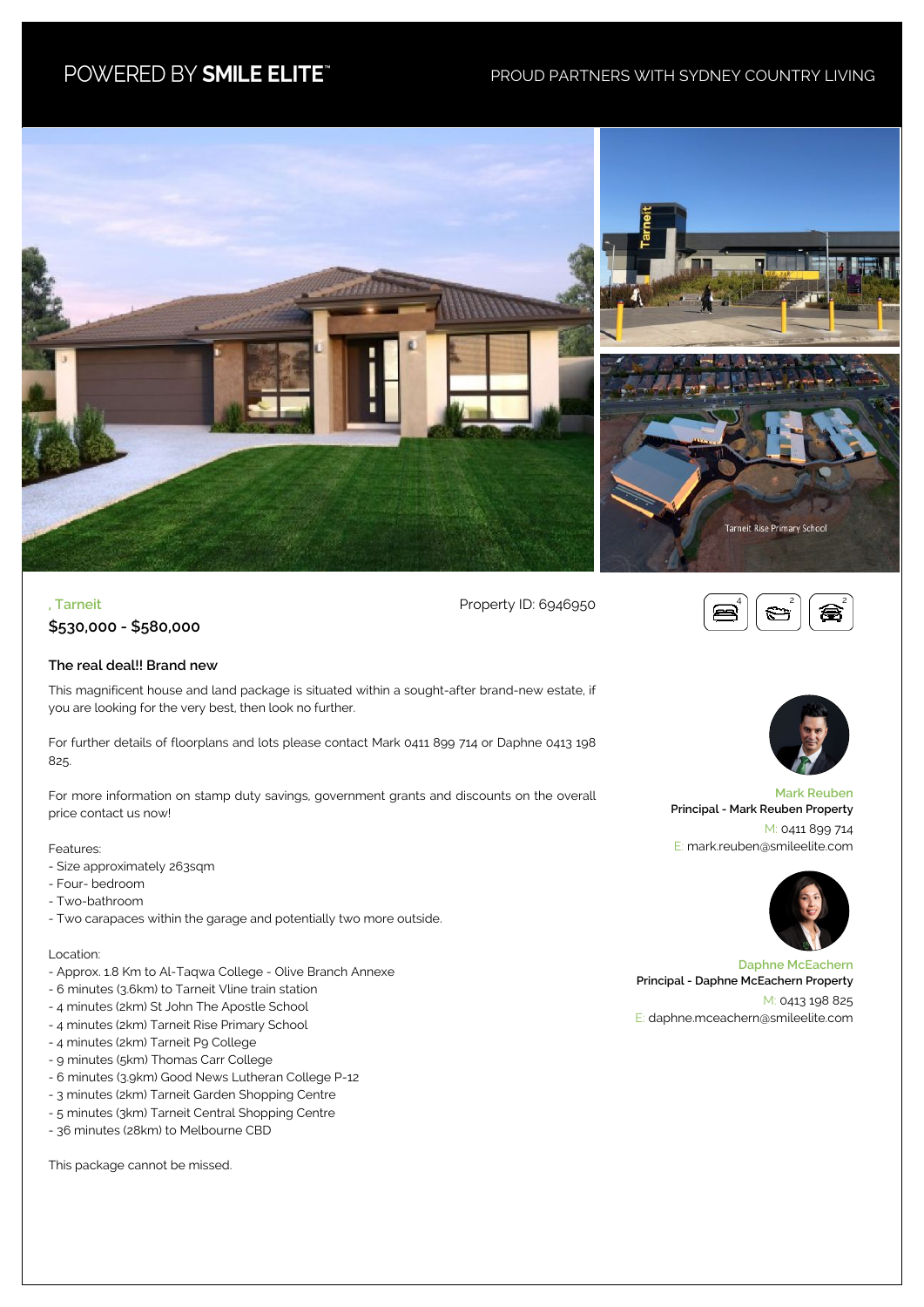POWERED BY **SMILE ELITE™**

PROUD PARTNERS WITH SYDNEY COUNTRY LIVING

, Tarneit

Property ID: 6946950

**$530,000 - $580,000**

4 bedrooms, 2 bathrooms, 2 car spaces

### The real deal!! Brand new

This magnificent house and land package is situated within a sought-after brand-new estate, if you are looking for the very best, then look no further.

For further details of floorplans and lots please contact Mark 0411 899 714 or Daphne 0413 198 825.

For more information on stamp duty savings, government grants and discounts on the overall price contact us now!

Features:
- Size approximately 263sqm
- Four- bedroom
- Two-bathroom
- Two carapaces within the garage and potentially two more outside.

Location:
- Approx. 1.8 Km to Al-Taqwa College - Olive Branch Annexe
- 6 minutes (3.6km) to Tarneit Vline train station
- 4 minutes (2km) St John The Apostle School
- 4 minutes (2km) Tarneit Rise Primary School
- 4 minutes (2km) Tarneit P9 College
- 9 minutes (5km) Thomas Carr College
- 6 minutes (3.9km) Good News Lutheran College P-12
- 3 minutes (2km) Tarneit Garden Shopping Centre
- 5 minutes (3km) Tarneit Central Shopping Centre
- 36 minutes (28km) to Melbourne CBD

This package cannot be missed.

**Mark Reuben**
Principal - Mark Reuben Property
M: 0411 899 714
E: mark.reuben@smileelite.com

**Daphne McEachern**
Principal - Daphne McEachern Property
M: 0413 198 825
E: daphne.mceachern@smileelite.com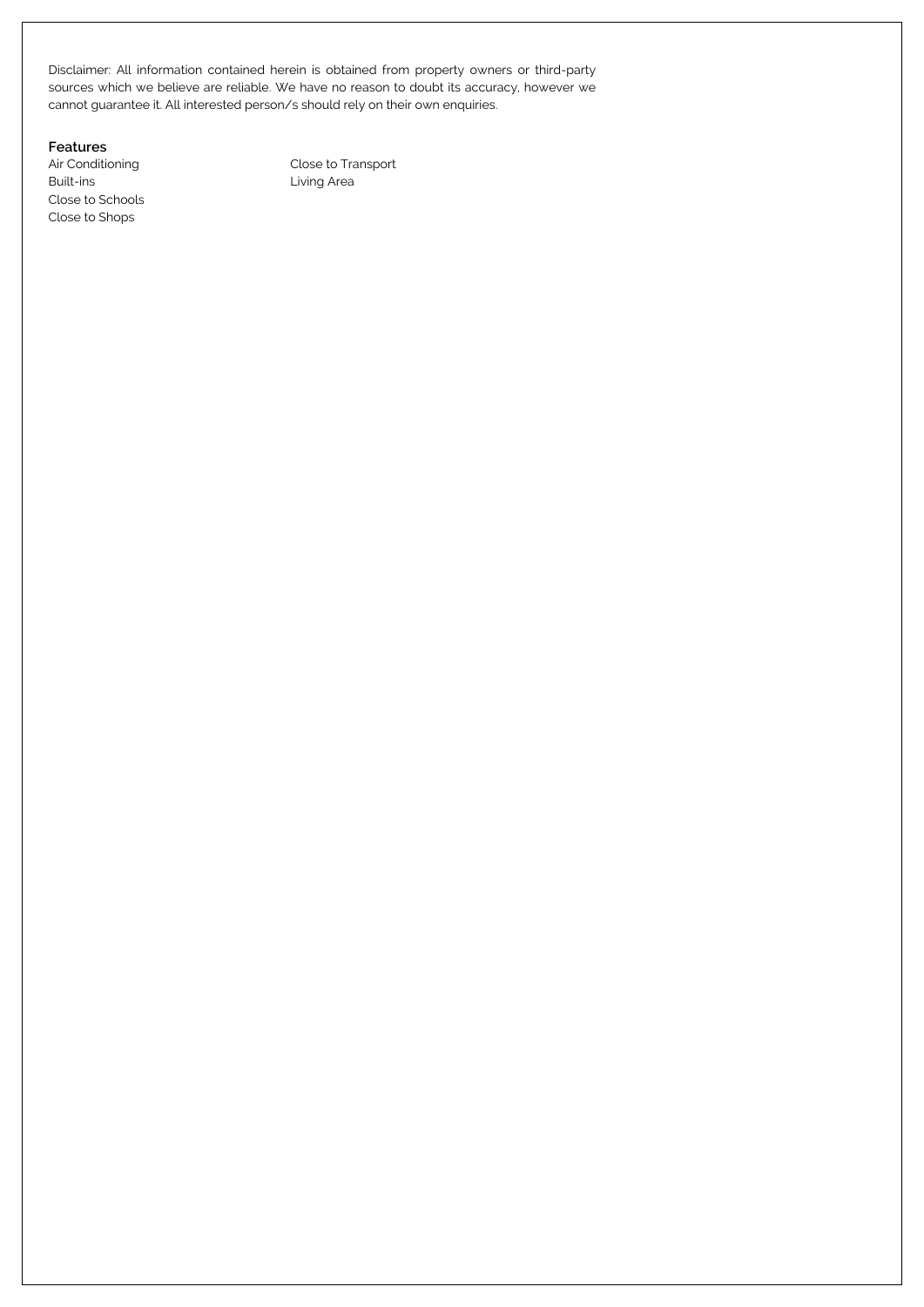Disclaimer: All information contained herein is obtained from property owners or third-party sources which we believe are reliable. We have no reason to doubt its accuracy, however we cannot guarantee it. All interested person/s should rely on their own enquiries.

### Features

- Air Conditioning
- Built-ins
- Close to Schools
- Close to Shops
- Close to Transport
- Living Area